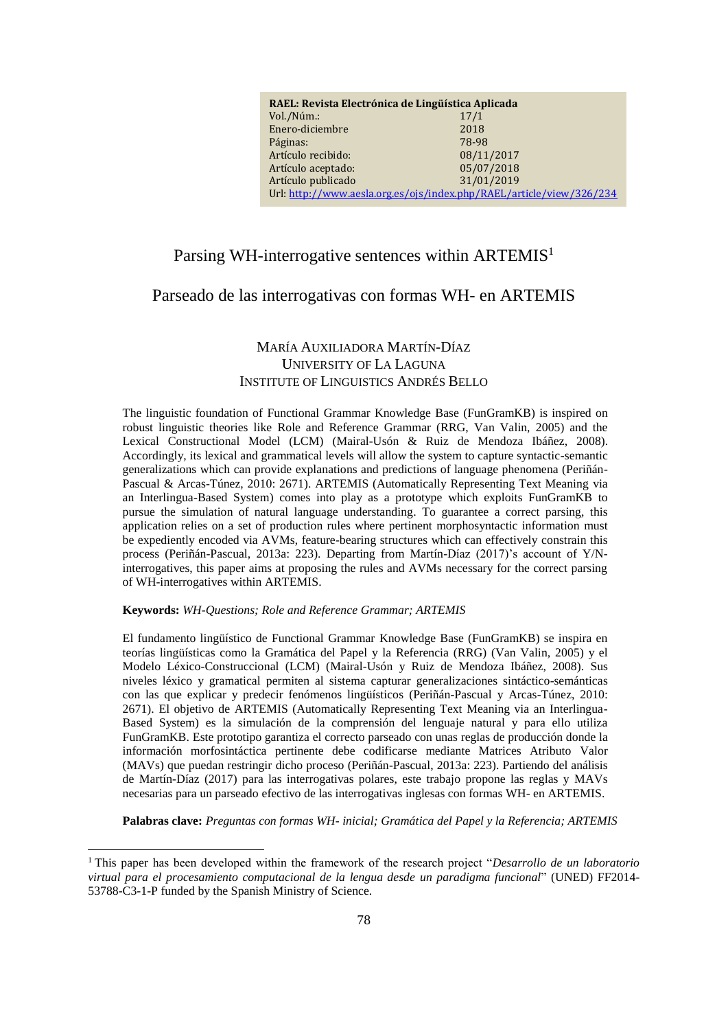| **RAEL: Revista Electrónica de Lingüística Aplicada** | |
|---|---|
| Vol./Núm.: | 17/1 |
| Enero-diciembre | 2018 |
| Páginas: | 78-98 |
| Artículo recibido: | 08/11/2017 |
| Artículo aceptado: | 05/07/2018 |
| Artículo publicado | 31/01/2019 |
| Url: http://www.aesla.org.es/ojs/index.php/RAEL/article/view/326/234 | |

# Parsing WH-interrogative sentences within ARTEMIS[1]

# Parseado de las interrogativas con formas WH- en ARTEMIS

MARÍA AUXILIADORA MARTÍN-DÍAZ
UNIVERSITY OF LA LAGUNA
INSTITUTE OF LINGUISTICS ANDRÉS BELLO

The linguistic foundation of Functional Grammar Knowledge Base (FunGramKB) is inspired on robust linguistic theories like Role and Reference Grammar (RRG, Van Valin, 2005) and the Lexical Constructional Model (LCM) (Mairal-Usón & Ruiz de Mendoza Ibáñez, 2008). Accordingly, its lexical and grammatical levels will allow the system to capture syntactic-semantic generalizations which can provide explanations and predictions of language phenomena (Periñán-Pascual & Arcas-Túnez, 2010: 2671). ARTEMIS (Automatically Representing Text Meaning via an Interlingua-Based System) comes into play as a prototype which exploits FunGramKB to pursue the simulation of natural language understanding. To guarantee a correct parsing, this application relies on a set of production rules where pertinent morphosyntactic information must be expediently encoded via AVMs, feature-bearing structures which can effectively constrain this process (Periñán-Pascual, 2013a: 223). Departing from Martín-Díaz (2017)'s account of Y/N-interrogatives, this paper aims at proposing the rules and AVMs necessary for the correct parsing of WH-interrogatives within ARTEMIS.

**Keywords:** *WH-Questions; Role and Reference Grammar; ARTEMIS*

El fundamento lingüístico de Functional Grammar Knowledge Base (FunGramKB) se inspira en teorías lingüísticas como la Gramática del Papel y la Referencia (RRG) (Van Valin, 2005) y el Modelo Léxico-Construccional (LCM) (Mairal-Usón y Ruiz de Mendoza Ibáñez, 2008). Sus niveles léxico y gramatical permiten al sistema capturar generalizaciones sintáctico-semánticas con las que explicar y predecir fenómenos lingüísticos (Periñán-Pascual y Arcas-Túnez, 2010: 2671). El objetivo de ARTEMIS (Automatically Representing Text Meaning via an Interlingua-Based System) es la simulación de la comprensión del lenguaje natural y para ello utiliza FunGramKB. Este prototipo garantiza el correcto parseado con unas reglas de producción donde la información morfosintáctica pertinente debe codificarse mediante Matrices Atributo Valor (MAVs) que puedan restringir dicho proceso (Periñán-Pascual, 2013a: 223). Partiendo del análisis de Martín-Díaz (2017) para las interrogativas polares, este trabajo propone las reglas y MAVs necesarias para un parseado efectivo de las interrogativas inglesas con formas WH- en ARTEMIS.

**Palabras clave:** *Preguntas con formas WH- inicial; Gramática del Papel y la Referencia; ARTEMIS*

[1] This paper has been developed within the framework of the research project "*Desarrollo de un laboratorio virtual para el procesamiento computacional de la lengua desde un paradigma funcional*" (UNED) FF2014-53788-C3-1-P funded by the Spanish Ministry of Science.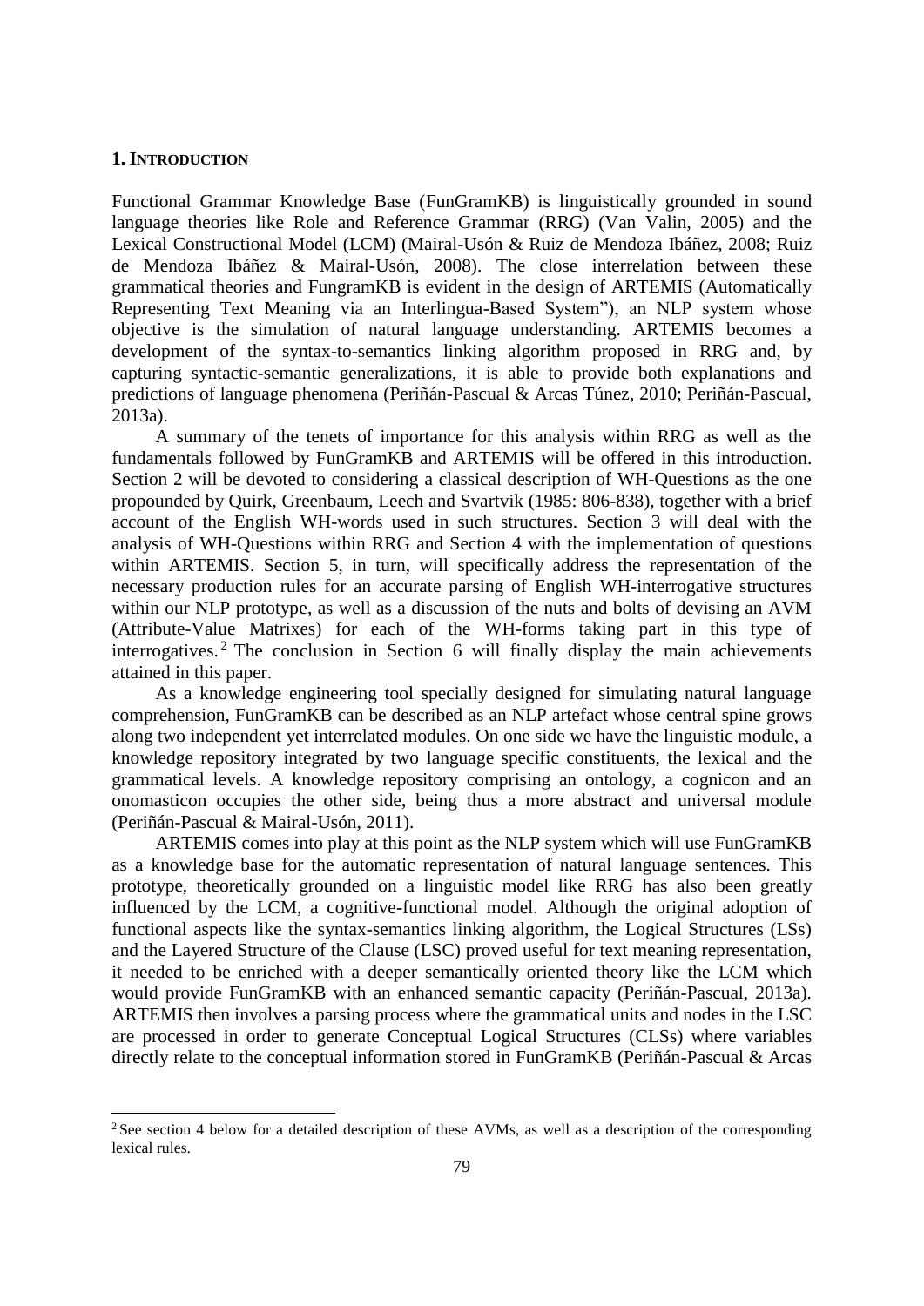## 1. INTRODUCTION

Functional Grammar Knowledge Base (FunGramKB) is linguistically grounded in sound language theories like Role and Reference Grammar (RRG) (Van Valin, 2005) and the Lexical Constructional Model (LCM) (Mairal-Usón & Ruiz de Mendoza Ibáñez, 2008; Ruiz de Mendoza Ibáñez & Mairal-Usón, 2008). The close interrelation between these grammatical theories and FungramKB is evident in the design of ARTEMIS (Automatically Representing Text Meaning via an Interlingua-Based System"), an NLP system whose objective is the simulation of natural language understanding. ARTEMIS becomes a development of the syntax-to-semantics linking algorithm proposed in RRG and, by capturing syntactic-semantic generalizations, it is able to provide both explanations and predictions of language phenomena (Periñán-Pascual & Arcas Túnez, 2010; Periñán-Pascual, 2013a).

A summary of the tenets of importance for this analysis within RRG as well as the fundamentals followed by FunGramKB and ARTEMIS will be offered in this introduction. Section 2 will be devoted to considering a classical description of WH-Questions as the one propounded by Quirk, Greenbaum, Leech and Svartvik (1985: 806-838), together with a brief account of the English WH-words used in such structures. Section 3 will deal with the analysis of WH-Questions within RRG and Section 4 with the implementation of questions within ARTEMIS. Section 5, in turn, will specifically address the representation of the necessary production rules for an accurate parsing of English WH-interrogative structures within our NLP prototype, as well as a discussion of the nuts and bolts of devising an AVM (Attribute-Value Matrixes) for each of the WH-forms taking part in this type of interrogatives.[2] The conclusion in Section 6 will finally display the main achievements attained in this paper.

As a knowledge engineering tool specially designed for simulating natural language comprehension, FunGramKB can be described as an NLP artefact whose central spine grows along two independent yet interrelated modules. On one side we have the linguistic module, a knowledge repository integrated by two language specific constituents, the lexical and the grammatical levels. A knowledge repository comprising an ontology, a cognicon and an onomasticon occupies the other side, being thus a more abstract and universal module (Periñán-Pascual & Mairal-Usón, 2011).

ARTEMIS comes into play at this point as the NLP system which will use FunGramKB as a knowledge base for the automatic representation of natural language sentences. This prototype, theoretically grounded on a linguistic model like RRG has also been greatly influenced by the LCM, a cognitive-functional model. Although the original adoption of functional aspects like the syntax-semantics linking algorithm, the Logical Structures (LSs) and the Layered Structure of the Clause (LSC) proved useful for text meaning representation, it needed to be enriched with a deeper semantically oriented theory like the LCM which would provide FunGramKB with an enhanced semantic capacity (Periñán-Pascual, 2013a). ARTEMIS then involves a parsing process where the grammatical units and nodes in the LSC are processed in order to generate Conceptual Logical Structures (CLSs) where variables directly relate to the conceptual information stored in FunGramKB (Periñán-Pascual & Arcas

[2] See section 4 below for a detailed description of these AVMs, as well as a description of the corresponding lexical rules.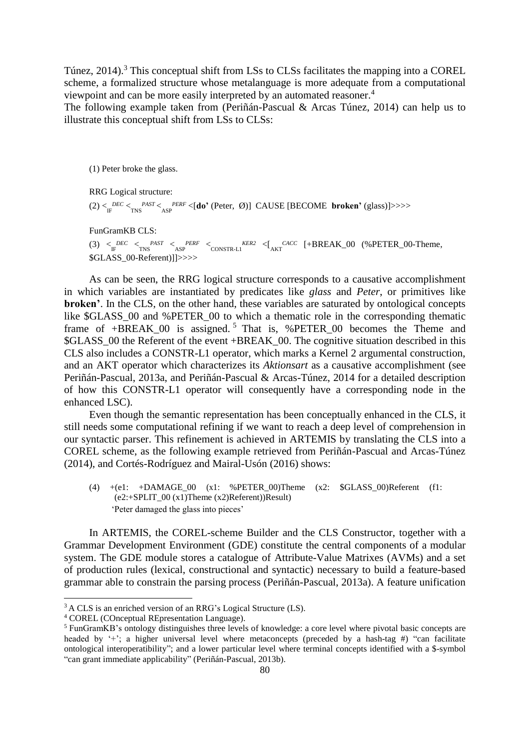Túnez, 2014).[3] This conceptual shift from LSs to CLSs facilitates the mapping into a COREL scheme, a formalized structure whose metalanguage is more adequate from a computational viewpoint and can be more easily interpreted by an automated reasoner.[4]

The following example taken from (Periñán-Pascual & Arcas Túnez, 2014) can help us to illustrate this conceptual shift from LSs to CLSs:

(1) Peter broke the glass.

RRG Logical structure:

(2) $<_{\text{IF}}^{DEC}$ $<_{\text{TNS}}^{PAST}$ $<_{\text{ASP}}^{PERF}$ <[**do'** (Peter, Ø)] CAUSE [BECOME **broken'** (glass)]>>>>

FunGramKB CLS:

(3) $<_{\text{IF}}^{DEC}$ $<_{\text{TNS}}^{PAST}$ $<_{\text{ASP}}^{PERF}$ $<_{\text{CONSTR-L1}}^{KER2}$ $<[_{\text{AKT}}^{CACC}$ [+BREAK_00 (%PETER_00-Theme, $GLASS_00-Referent)]]>>>>

As can be seen, the RRG logical structure corresponds to a causative accomplishment in which variables are instantiated by predicates like *glass* and *Peter*, or primitives like **broken'**. In the CLS, on the other hand, these variables are saturated by ontological concepts like $GLASS_00 and %PETER_00 to which a thematic role in the corresponding thematic frame of +BREAK_00 is assigned.[5] That is, %PETER_00 becomes the Theme and $GLASS_00 the Referent of the event +BREAK_00. The cognitive situation described in this CLS also includes a CONSTR-L1 operator, which marks a Kernel 2 argumental construction, and an AKT operator which characterizes its *Aktionsart* as a causative accomplishment (see Periñán-Pascual, 2013a, and Periñán-Pascual & Arcas-Túnez, 2014 for a detailed description of how this CONSTR-L1 operator will consequently have a corresponding node in the enhanced LSC).

Even though the semantic representation has been conceptually enhanced in the CLS, it still needs some computational refining if we want to reach a deep level of comprehension in our syntactic parser. This refinement is achieved in ARTEMIS by translating the CLS into a COREL scheme, as the following example retrieved from Periñán-Pascual and Arcas-Túnez (2014), and Cortés-Rodríguez and Mairal-Usón (2016) shows:

(4) +(e1: +DAMAGE_00 (x1: %PETER_00)Theme (x2: $GLASS_00)Referent (f1: (e2:+SPLIT_00 (x1)Theme (x2)Referent))Result)
'Peter damaged the glass into pieces'

In ARTEMIS, the COREL-scheme Builder and the CLS Constructor, together with a Grammar Development Environment (GDE) constitute the central components of a modular system. The GDE module stores a catalogue of Attribute-Value Matrixes (AVMs) and a set of production rules (lexical, constructional and syntactic) necessary to build a feature-based grammar able to constrain the parsing process (Periñán-Pascual, 2013a). A feature unification

[3] A CLS is an enriched version of an RRG's Logical Structure (LS).

[4] COREL (COnceptual REpresentation Language).

[5] FunGramKB's ontology distinguishes three levels of knowledge: a core level where pivotal basic concepts are headed by '+'; a higher universal level where metaconcepts (preceded by a hash-tag #) "can facilitate ontological interoperatibility"; and a lower particular level where terminal concepts identified with a $-symbol "can grant immediate applicability" (Periñán-Pascual, 2013b).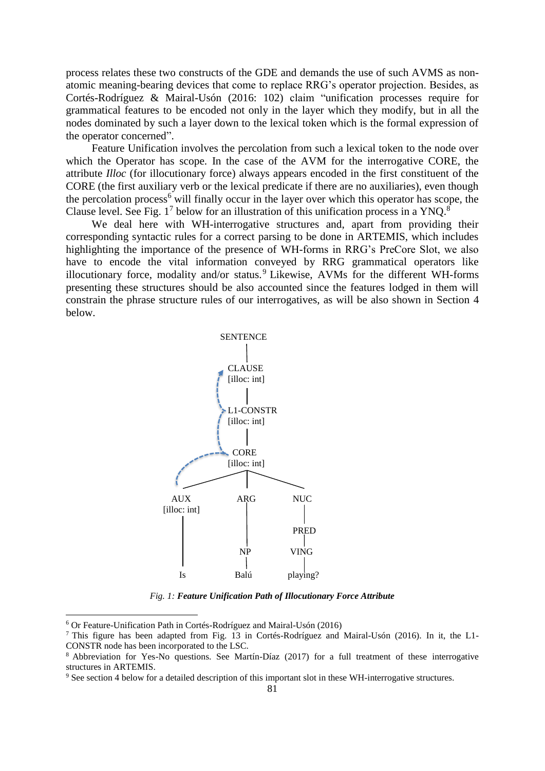process relates these two constructs of the GDE and demands the use of such AVMS as non-atomic meaning-bearing devices that come to replace RRG's operator projection. Besides, as Cortés-Rodríguez & Mairal-Usón (2016: 102) claim "unification processes require for grammatical features to be encoded not only in the layer which they modify, but in all the nodes dominated by such a layer down to the lexical token which is the formal expression of the operator concerned".

Feature Unification involves the percolation from such a lexical token to the node over which the Operator has scope. In the case of the AVM for the interrogative CORE, the attribute *Illoc* (for illocutionary force) always appears encoded in the first constituent of the CORE (the first auxiliary verb or the lexical predicate if there are no auxiliaries), even though the percolation process[6] will finally occur in the layer over which this operator has scope, the Clause level. See Fig. 1[7] below for an illustration of this unification process in a YNQ.[8]

We deal here with WH-interrogative structures and, apart from providing their corresponding syntactic rules for a correct parsing to be done in ARTEMIS, which includes highlighting the importance of the presence of WH-forms in RRG's PreCore Slot, we also have to encode the vital information conveyed by RRG grammatical operators like illocutionary force, modality and/or status.[9] Likewise, AVMs for the different WH-forms presenting these structures should be also accounted since the features lodged in them will constrain the phrase structure rules of our interrogatives, as will be also shown in Section 4 below.

*Fig. 1:* ***Feature Unification Path of Illocutionary Force Attribute***

[6] Or Feature-Unification Path in Cortés-Rodríguez and Mairal-Usón (2016)

[7] This figure has been adapted from Fig. 13 in Cortés-Rodríguez and Mairal-Usón (2016). In it, the L1-CONSTR node has been incorporated to the LSC.

[8] Abbreviation for Yes-No questions. See Martín-Díaz (2017) for a full treatment of these interrogative structures in ARTEMIS.

[9] See section 4 below for a detailed description of this important slot in these WH-interrogative structures.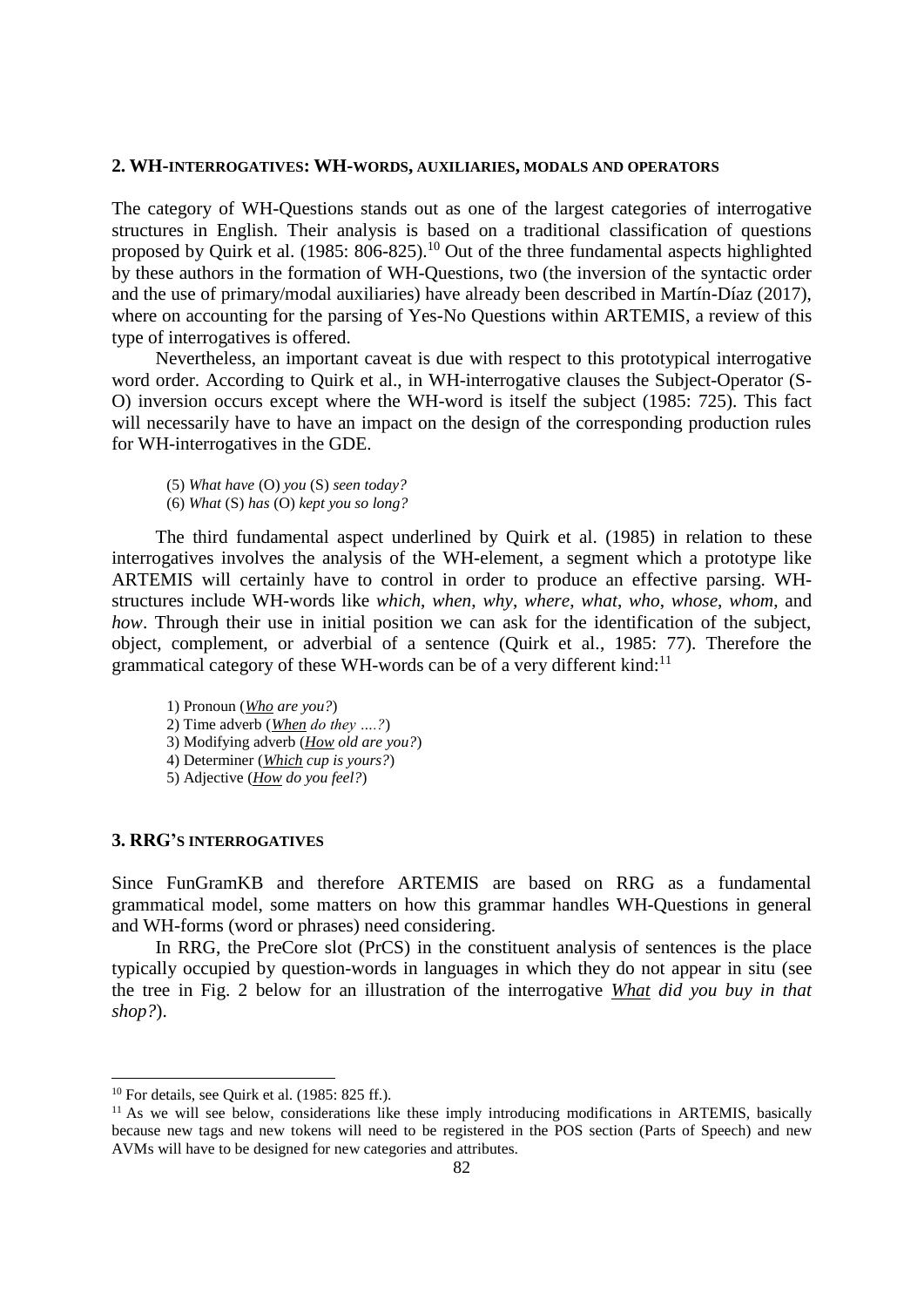## 2. WH-INTERROGATIVES: WH-WORDS, AUXILIARIES, MODALS AND OPERATORS

The category of WH-Questions stands out as one of the largest categories of interrogative structures in English. Their analysis is based on a traditional classification of questions proposed by Quirk et al. (1985: 806-825).[10] Out of the three fundamental aspects highlighted by these authors in the formation of WH-Questions, two (the inversion of the syntactic order and the use of primary/modal auxiliaries) have already been described in Martín-Díaz (2017), where on accounting for the parsing of Yes-No Questions within ARTEMIS, a review of this type of interrogatives is offered.

Nevertheless, an important caveat is due with respect to this prototypical interrogative word order. According to Quirk et al., in WH-interrogative clauses the Subject-Operator (S-O) inversion occurs except where the WH-word is itself the subject (1985: 725). This fact will necessarily have to have an impact on the design of the corresponding production rules for WH-interrogatives in the GDE.

(5) *What have* (O) *you* (S) *seen today?*
(6) *What* (S) *has* (O) *kept you so long?*

The third fundamental aspect underlined by Quirk et al. (1985) in relation to these interrogatives involves the analysis of the WH-element, a segment which a prototype like ARTEMIS will certainly have to control in order to produce an effective parsing. WH-structures include WH-words like *which*, *when*, *why*, *where*, *what*, *who*, *whose*, *whom*, and *how*. Through their use in initial position we can ask for the identification of the subject, object, complement, or adverbial of a sentence (Quirk et al., 1985: 77). Therefore the grammatical category of these WH-words can be of a very different kind:[11]

1) Pronoun (***Who*** *are you?*)
2) Time adverb (***When*** *do they ….?*)
3) Modifying adverb (***How*** *old are you?*)
4) Determiner (***Which*** *cup is yours?*)
5) Adjective (***How*** *do you feel?*)

## 3. RRG'S INTERROGATIVES

Since FunGramKB and therefore ARTEMIS are based on RRG as a fundamental grammatical model, some matters on how this grammar handles WH-Questions in general and WH-forms (word or phrases) need considering.

In RRG, the PreCore slot (PrCS) in the constituent analysis of sentences is the place typically occupied by question-words in languages in which they do not appear in situ (see the tree in Fig. 2 below for an illustration of the interrogative ***What*** *did you buy in that shop?*).

---

[10] For details, see Quirk et al. (1985: 825 ff.).

[11] As we will see below, considerations like these imply introducing modifications in ARTEMIS, basically because new tags and new tokens will need to be registered in the POS section (Parts of Speech) and new AVMs will have to be designed for new categories and attributes.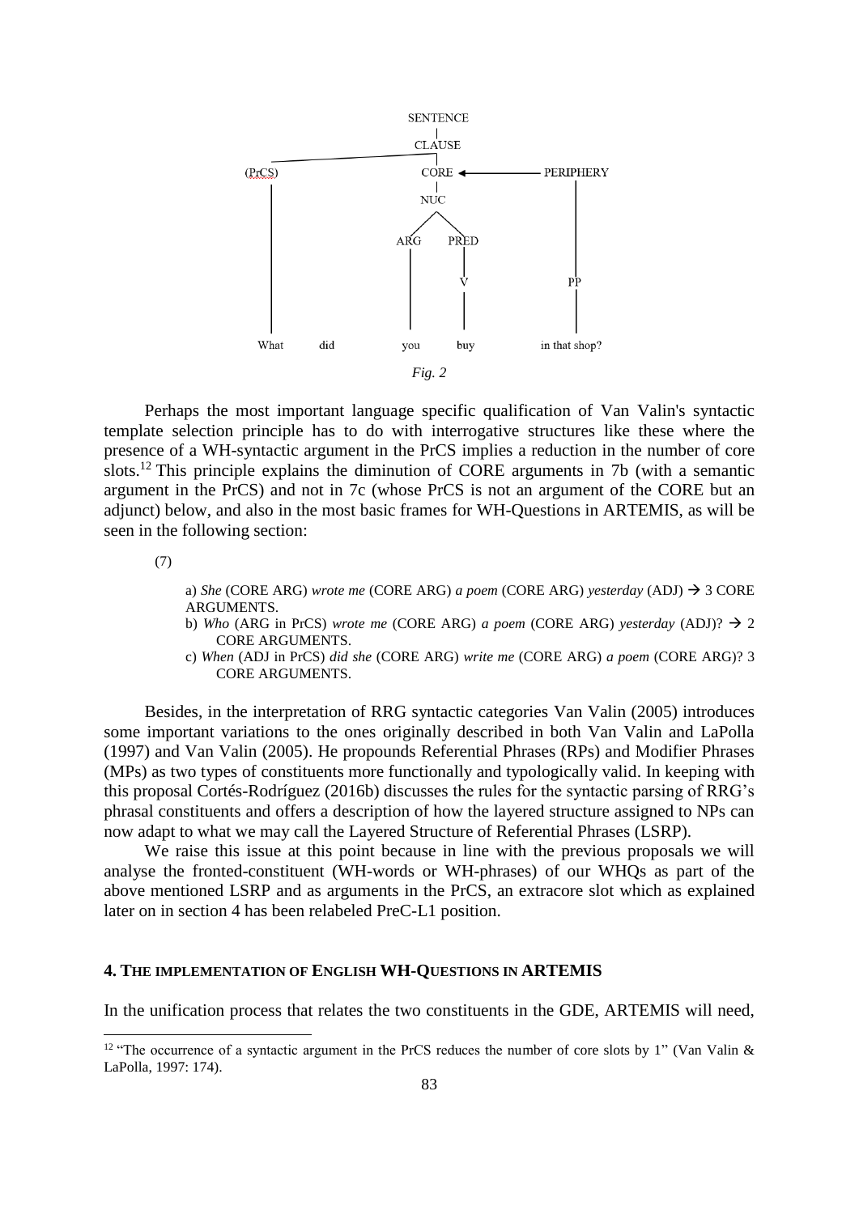```
                    SENTENCE
                        |
                     CLAUSE
         _______________|
        |               |
      (PrCS)          CORE  <----------- PERIPHERY
        |               |                    |
        |              NUC                   |
        |             /   \                  |
        |           ARG   PRED               |
        |            |     |                 |
        |            |     V                PP
        |            |     |                 |
      What   did    you   buy          in that shop?
```

*Fig. 2*

Perhaps the most important language specific qualification of Van Valin's syntactic template selection principle has to do with interrogative structures like these where the presence of a WH-syntactic argument in the PrCS implies a reduction in the number of core slots.[12] This principle explains the diminution of CORE arguments in 7b (with a semantic argument in the PrCS) and not in 7c (whose PrCS is not an argument of the CORE but an adjunct) below, and also in the most basic frames for WH-Questions in ARTEMIS, as will be seen in the following section:

(7)

a) *She* (CORE ARG) *wrote me* (CORE ARG) *a poem* (CORE ARG) *yesterday* (ADJ) → 3 CORE ARGUMENTS.

b) *Who* (ARG in PrCS) *wrote me* (CORE ARG) *a poem* (CORE ARG) *yesterday* (ADJ)? → 2 CORE ARGUMENTS.

c) *When* (ADJ in PrCS) *did she* (CORE ARG) *write me* (CORE ARG) *a poem* (CORE ARG)? 3 CORE ARGUMENTS.

Besides, in the interpretation of RRG syntactic categories Van Valin (2005) introduces some important variations to the ones originally described in both Van Valin and LaPolla (1997) and Van Valin (2005). He propounds Referential Phrases (RPs) and Modifier Phrases (MPs) as two types of constituents more functionally and typologically valid. In keeping with this proposal Cortés-Rodríguez (2016b) discusses the rules for the syntactic parsing of RRG's phrasal constituents and offers a description of how the layered structure assigned to NPs can now adapt to what we may call the Layered Structure of Referential Phrases (LSRP).

We raise this issue at this point because in line with the previous proposals we will analyse the fronted-constituent (WH-words or WH-phrases) of our WHQs as part of the above mentioned LSRP and as arguments in the PrCS, an extracore slot which as explained later on in section 4 has been relabeled PreC-L1 position.

## 4. The implementation of English WH-Questions in ARTEMIS

In the unification process that relates the two constituents in the GDE, ARTEMIS will need,

[12] "The occurrence of a syntactic argument in the PrCS reduces the number of core slots by 1" (Van Valin & LaPolla, 1997: 174).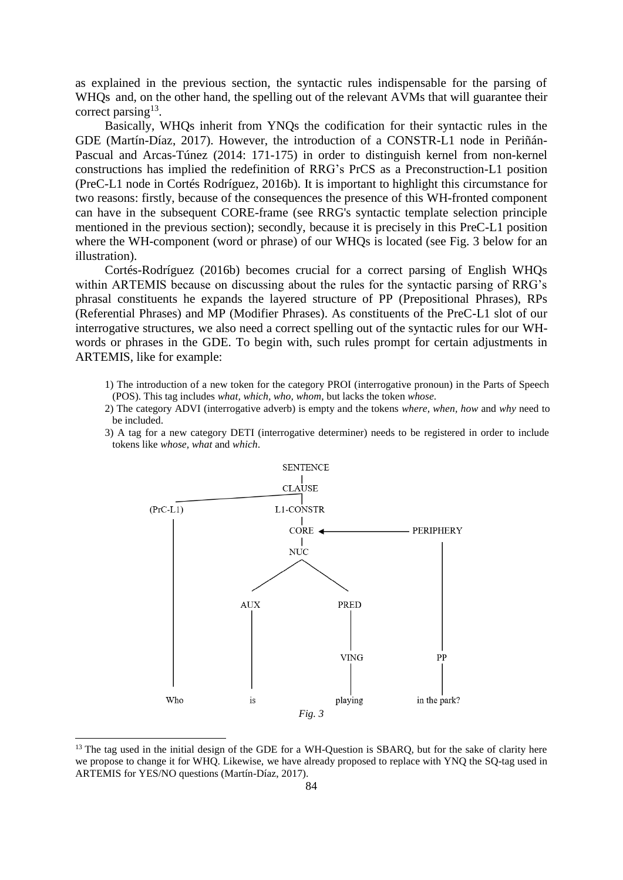as explained in the previous section, the syntactic rules indispensable for the parsing of WHQs and, on the other hand, the spelling out of the relevant AVMs that will guarantee their correct parsing[13].

Basically, WHQs inherit from YNQs the codification for their syntactic rules in the GDE (Martín-Díaz, 2017). However, the introduction of a CONSTR-L1 node in Periñán-Pascual and Arcas-Túnez (2014: 171-175) in order to distinguish kernel from non-kernel constructions has implied the redefinition of RRG's PrCS as a Preconstruction-L1 position (PreC-L1 node in Cortés Rodríguez, 2016b). It is important to highlight this circumstance for two reasons: firstly, because of the consequences the presence of this WH-fronted component can have in the subsequent CORE-frame (see RRG's syntactic template selection principle mentioned in the previous section); secondly, because it is precisely in this PreC-L1 position where the WH-component (word or phrase) of our WHQs is located (see Fig. 3 below for an illustration).

Cortés-Rodríguez (2016b) becomes crucial for a correct parsing of English WHQs within ARTEMIS because on discussing about the rules for the syntactic parsing of RRG's phrasal constituents he expands the layered structure of PP (Prepositional Phrases), RPs (Referential Phrases) and MP (Modifier Phrases). As constituents of the PreC-L1 slot of our interrogative structures, we also need a correct spelling out of the syntactic rules for our WH-words or phrases in the GDE. To begin with, such rules prompt for certain adjustments in ARTEMIS, like for example:

1) The introduction of a new token for the category PROI (interrogative pronoun) in the Parts of Speech (POS). This tag includes *what, which, who, whom,* but lacks the token *whose.*
2) The category ADVI (interrogative adverb) is empty and the tokens *where, when, how* and *why* need to be included.
3) A tag for a new category DETI (interrogative determiner) needs to be registered in order to include tokens like *whose, what* and *which*.

```
                         SENTENCE
                            |
                          CLAUSE
        ____________________|
       |                    |
   (PrC-L1)             L1-CONSTR
       |                    |
       |                  CORE <------------- PERIPHERY
       |                    |                     |
       |                   NUC                    |
       |                  /   \                   |
       |               AUX     PRED               |
       |                |        |                |
       |                |      VING              PP
       |                |        |                |
      Who              is     playing      in the park?
```

*Fig. 3*

[13] The tag used in the initial design of the GDE for a WH-Question is SBARQ, but for the sake of clarity here we propose to change it for WHQ. Likewise, we have already proposed to replace with YNQ the SQ-tag used in ARTEMIS for YES/NO questions (Martín-Díaz, 2017).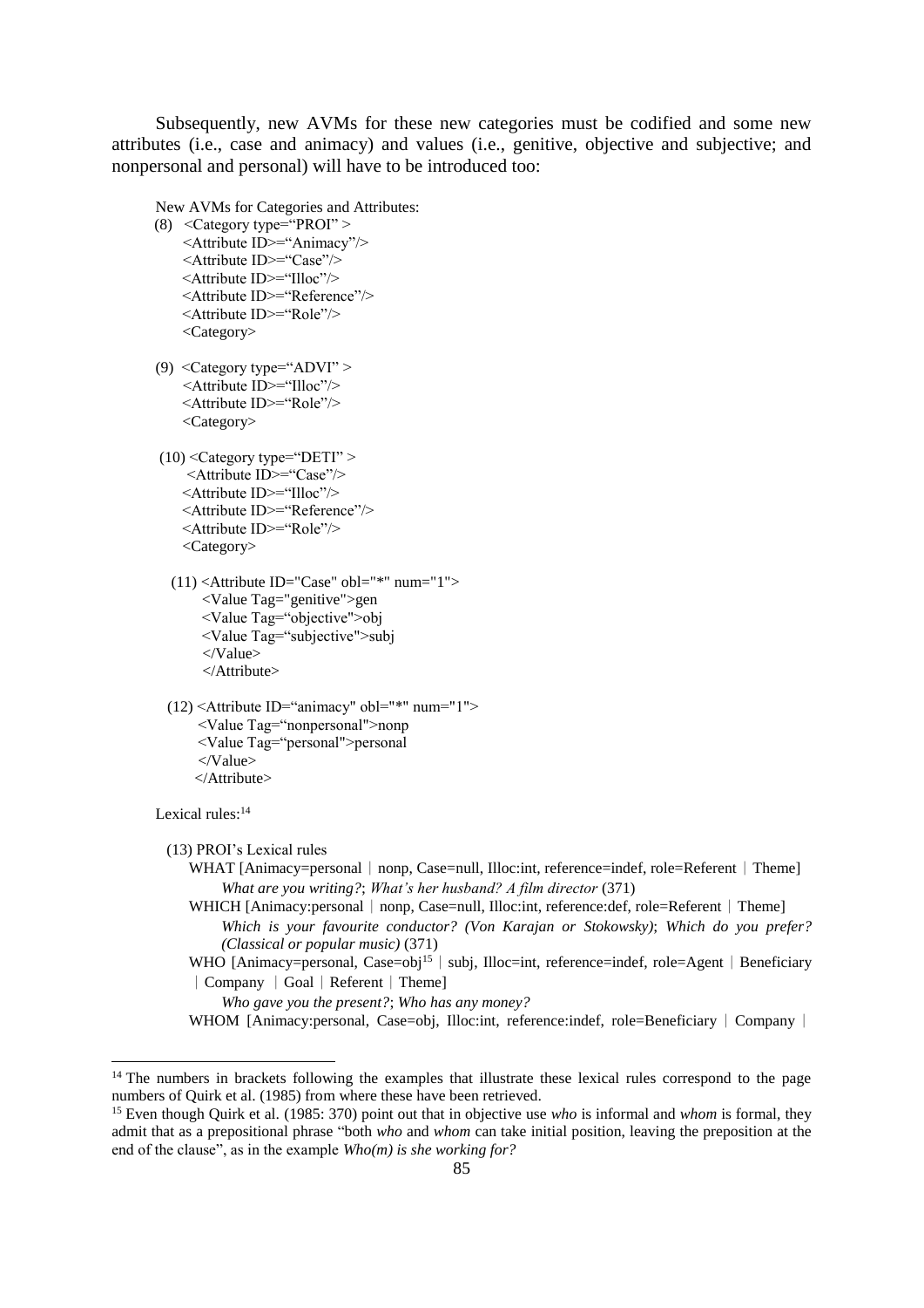Subsequently, new AVMs for these new categories must be codified and some new attributes (i.e., case and animacy) and values (i.e., genitive, objective and subjective; and nonpersonal and personal) will have to be introduced too:

New AVMs for Categories and Attributes:

```
(8)  <Category type="PROI" >
     <Attribute ID>="Animacy"/>
     <Attribute ID>="Case"/>
     <Attribute ID>="Illoc"/>
     <Attribute ID>="Reference"/>
     <Attribute ID>="Role"/>
     <Category>

(9)  <Category type="ADVI" >
     <Attribute ID>="Illoc"/>
     <Attribute ID>="Role"/>
     <Category>

(10) <Category type="DETI" >
     <Attribute ID>="Case"/>
     <Attribute ID>="Illoc"/>
     <Attribute ID>="Reference"/>
     <Attribute ID>="Role"/>
     <Category>

(11) <Attribute ID="Case" obl="*" num="1">
       <Value Tag="genitive">gen
       <Value Tag="objective">obj
       <Value Tag="subjective">subj
       </Value>
       </Attribute>

(12) <Attribute ID="animacy" obl="*" num="1">
       <Value Tag="nonpersonal">nonp
       <Value Tag="personal">personal
       </Value>
       </Attribute>
```

Lexical rules:[14]

(13) PROI's Lexical rules

WHAT [Animacy=personal | nonp, Case=null, Illoc:int, reference=indef, role=Referent | Theme]
*What are you writing?*; *What's her husband? A film director* (371)

WHICH [Animacy:personal | nonp, Case=null, Illoc:int, reference:def, role=Referent | Theme]
*Which is your favourite conductor? (Von Karajan or Stokowsky)*; *Which do you prefer? (Classical or popular music)* (371)

WHO [Animacy=personal, Case=obj[15] | subj, Illoc=int, reference=indef, role=Agent | Beneficiary | Company | Goal | Referent | Theme]
*Who gave you the present?*; *Who has any money?*

WHOM [Animacy:personal, Case=obj, Illoc:int, reference:indef, role=Beneficiary | Company |

---

[14] The numbers in brackets following the examples that illustrate these lexical rules correspond to the page numbers of Quirk et al. (1985) from where these have been retrieved.

[15] Even though Quirk et al. (1985: 370) point out that in objective use *who* is informal and *whom* is formal, they admit that as a prepositional phrase "both *who* and *whom* can take initial position, leaving the preposition at the end of the clause", as in the example *Who(m) is she working for?*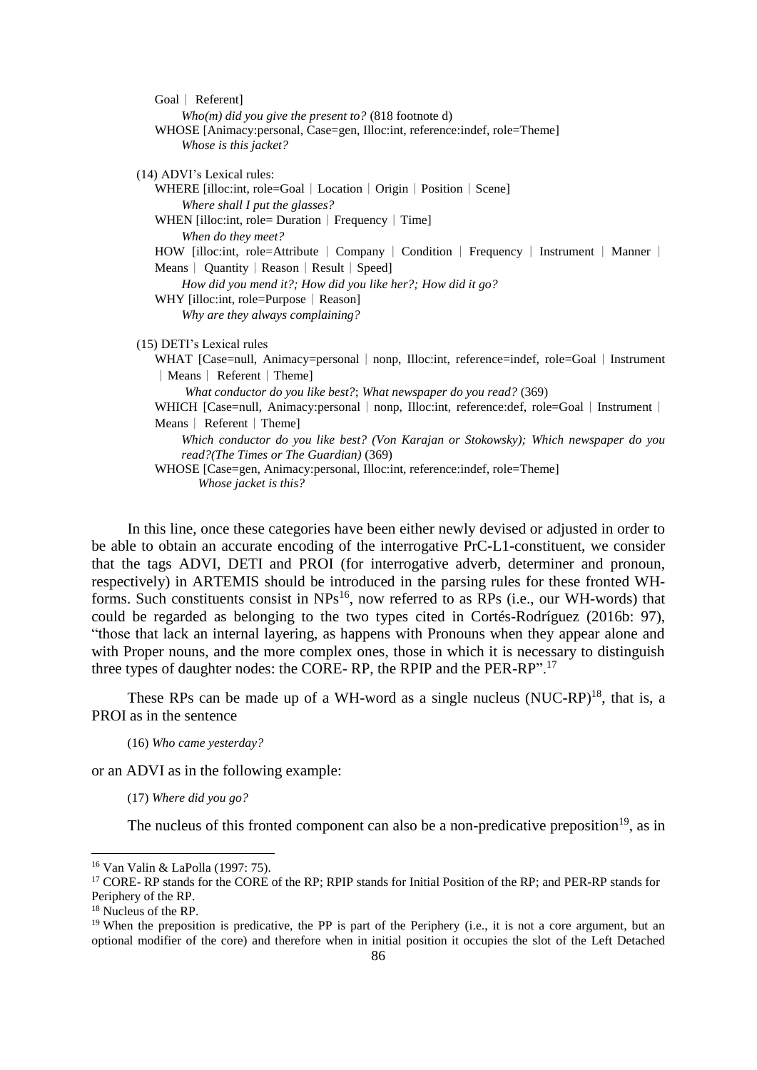Goal | Referent]

*Who(m) did you give the present to?* (818 footnote d)

WHOSE [Animacy:personal, Case=gen, Illoc:int, reference:indef, role=Theme]

*Whose is this jacket?*

(14) ADVI's Lexical rules:

WHERE [illoc:int, role=Goal | Location | Origin | Position | Scene]

*Where shall I put the glasses?*

WHEN [illoc:int, role= Duration | Frequency | Time]

*When do they meet?*

HOW [illoc:int, role=Attribute | Company | Condition | Frequency | Instrument | Manner | Means | Quantity | Reason | Result | Speed]

*How did you mend it?; How did you like her?; How did it go?*

WHY [illoc:int, role=Purpose | Reason]

*Why are they always complaining?*

(15) DETI's Lexical rules

WHAT [Case=null, Animacy=personal | nonp, Illoc:int, reference=indef, role=Goal | Instrument | Means | Referent | Theme]

*What conductor do you like best?*; *What newspaper do you read?* (369)

WHICH [Case=null, Animacy:personal | nonp, Illoc:int, reference:def, role=Goal | Instrument | Means | Referent | Theme]

*Which conductor do you like best? (Von Karajan or Stokowsky); Which newspaper do you read?(The Times or The Guardian)* (369)

WHOSE [Case=gen, Animacy:personal, Illoc:int, reference:indef, role=Theme]

*Whose jacket is this?*

In this line, once these categories have been either newly devised or adjusted in order to be able to obtain an accurate encoding of the interrogative PrC-L1-constituent, we consider that the tags ADVI, DETI and PROI (for interrogative adverb, determiner and pronoun, respectively) in ARTEMIS should be introduced in the parsing rules for these fronted WH-forms. Such constituents consist in NPs[16], now referred to as RPs (i.e., our WH-words) that could be regarded as belonging to the two types cited in Cortés-Rodríguez (2016b: 97), "those that lack an internal layering, as happens with Pronouns when they appear alone and with Proper nouns, and the more complex ones, those in which it is necessary to distinguish three types of daughter nodes: the CORE- RP, the RPIP and the PER-RP".[17]

These RPs can be made up of a WH-word as a single nucleus (NUC-RP)[18], that is, a PROI as in the sentence

(16) *Who came yesterday?*

or an ADVI as in the following example:

(17) *Where did you go?*

The nucleus of this fronted component can also be a non-predicative preposition[19], as in

---

[16] Van Valin & LaPolla (1997: 75).

[17] CORE- RP stands for the CORE of the RP; RPIP stands for Initial Position of the RP; and PER-RP stands for Periphery of the RP.

[18] Nucleus of the RP.

[19] When the preposition is predicative, the PP is part of the Periphery (i.e., it is not a core argument, but an optional modifier of the core) and therefore when in initial position it occupies the slot of the Left Detached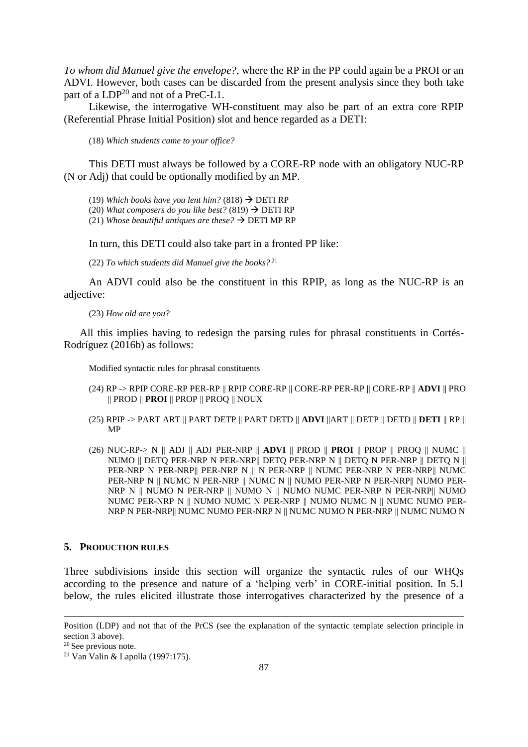*To whom did Manuel give the envelope?*, where the RP in the PP could again be a PROI or an ADVI. However, both cases can be discarded from the present analysis since they both take part of a LDP[20] and not of a PreC-L1.

Likewise, the interrogative WH-constituent may also be part of an extra core RPIP (Referential Phrase Initial Position) slot and hence regarded as a DETI:

(18) *Which students came to your office?*

This DETI must always be followed by a CORE-RP node with an obligatory NUC-RP (N or Adj) that could be optionally modified by an MP.

(19) *Which books have you lent him?* (818) → DETI RP
(20) *What composers do you like best?* (819) → DETI RP
(21) *Whose beautiful antiques are these?* → DETI MP RP

In turn, this DETI could also take part in a fronted PP like:

(22) *To which students did Manuel give the books?*[21]

An ADVI could also be the constituent in this RPIP, as long as the NUC-RP is an adjective:

(23) *How old are you?*

All this implies having to redesign the parsing rules for phrasal constituents in Cortés-Rodríguez (2016b) as follows:

Modified syntactic rules for phrasal constituents

(24) RP -> RPIP CORE-RP PER-RP || RPIP CORE-RP || CORE-RP PER-RP || CORE-RP || **ADVI** || PRO || PROD || **PROI** || PROP || PROQ || NOUX

(25) RPIP -> PART ART || PART DETP || PART DETD || **ADVI** ||ART || DETP || DETD || **DETI** || RP || MP

(26) NUC-RP-> N || ADJ || ADJ PER-NRP || **ADVI** || PROD || **PROI** || PROP || PROQ || NUMC || NUMO || DETQ PER-NRP N PER-NRP|| DETQ PER-NRP N || DETQ N PER-NRP || DETQ N || PER-NRP N PER-NRP|| PER-NRP N || N PER-NRP || NUMC PER-NRP N PER-NRP|| NUMC PER-NRP N || NUMC N PER-NRP || NUMC N || NUMO PER-NRP N PER-NRP|| NUMO PER-NRP N || NUMO N PER-NRP || NUMO N || NUMO NUMC PER-NRP N PER-NRP|| NUMO NUMC PER-NRP N || NUMO NUMC N PER-NRP || NUMO NUMC N || NUMC NUMO PER-NRP N PER-NRP|| NUMC NUMO PER-NRP N || NUMC NUMO N PER-NRP || NUMC NUMO N

## 5. Production rules

Three subdivisions inside this section will organize the syntactic rules of our WHQs according to the presence and nature of a 'helping verb' in CORE-initial position. In 5.1 below, the rules elicited illustrate those interrogatives characterized by the presence of a

---

Position (LDP) and not that of the PrCS (see the explanation of the syntactic template selection principle in section 3 above).

[20] See previous note.

[21] Van Valin & Lapolla (1997:175).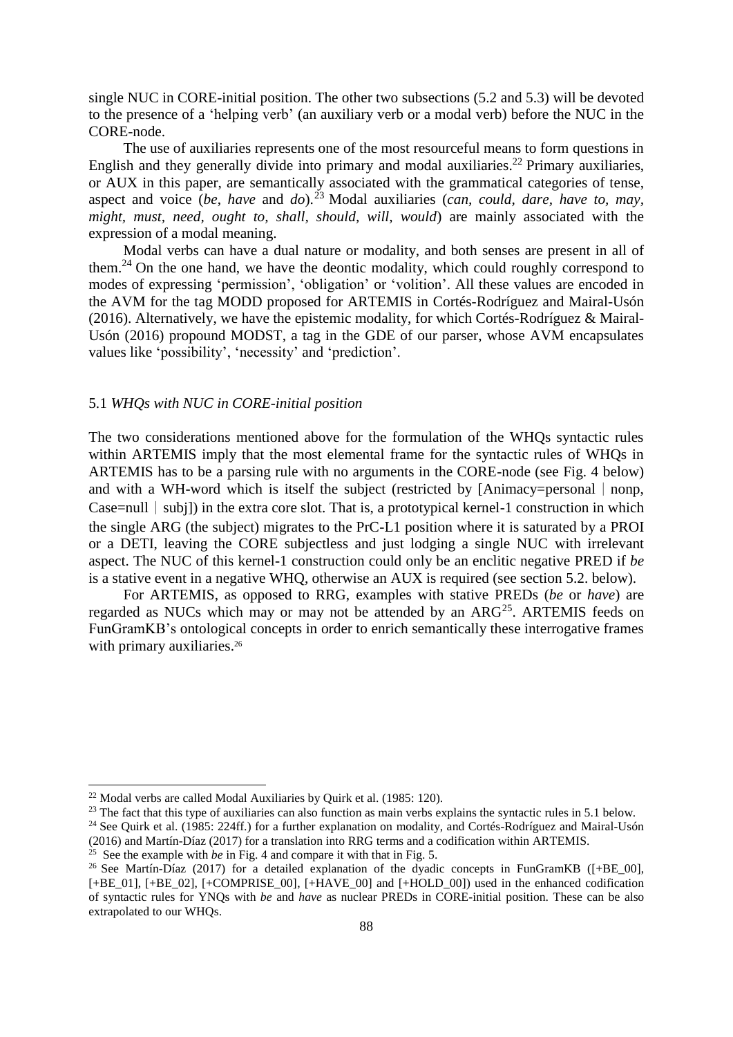single NUC in CORE-initial position. The other two subsections (5.2 and 5.3) will be devoted to the presence of a 'helping verb' (an auxiliary verb or a modal verb) before the NUC in the CORE-node.

The use of auxiliaries represents one of the most resourceful means to form questions in English and they generally divide into primary and modal auxiliaries.[22] Primary auxiliaries, or AUX in this paper, are semantically associated with the grammatical categories of tense, aspect and voice (*be*, *have* and *do*).[23] Modal auxiliaries (*can, could, dare, have to, may, might, must, need, ought to, shall, should, will, would*) are mainly associated with the expression of a modal meaning.

Modal verbs can have a dual nature or modality, and both senses are present in all of them.[24] On the one hand, we have the deontic modality, which could roughly correspond to modes of expressing 'permission', 'obligation' or 'volition'. All these values are encoded in the AVM for the tag MODD proposed for ARTEMIS in Cortés-Rodríguez and Mairal-Usón (2016). Alternatively, we have the epistemic modality, for which Cortés-Rodríguez & Mairal-Usón (2016) propound MODST, a tag in the GDE of our parser, whose AVM encapsulates values like 'possibility', 'necessity' and 'prediction'.

### 5.1 *WHQs with NUC in CORE-initial position*

The two considerations mentioned above for the formulation of the WHQs syntactic rules within ARTEMIS imply that the most elemental frame for the syntactic rules of WHQs in ARTEMIS has to be a parsing rule with no arguments in the CORE-node (see Fig. 4 below) and with a WH-word which is itself the subject (restricted by [Animacy=personal | nonp, Case=null | subj]) in the extra core slot. That is, a prototypical kernel-1 construction in which the single ARG (the subject) migrates to the PrC-L1 position where it is saturated by a PROI or a DETI, leaving the CORE subjectless and just lodging a single NUC with irrelevant aspect. The NUC of this kernel-1 construction could only be an enclitic negative PRED if *be* is a stative event in a negative WHQ, otherwise an AUX is required (see section 5.2. below).

For ARTEMIS, as opposed to RRG, examples with stative PREDs (*be* or *have*) are regarded as NUCs which may or may not be attended by an ARG[25]. ARTEMIS feeds on FunGramKB's ontological concepts in order to enrich semantically these interrogative frames with primary auxiliaries.[26]

---

[22] Modal verbs are called Modal Auxiliaries by Quirk et al. (1985: 120).

[23] The fact that this type of auxiliaries can also function as main verbs explains the syntactic rules in 5.1 below.

[24] See Quirk et al. (1985: 224ff.) for a further explanation on modality, and Cortés-Rodríguez and Mairal-Usón (2016) and Martín-Díaz (2017) for a translation into RRG terms and a codification within ARTEMIS.

[25] See the example with *be* in Fig. 4 and compare it with that in Fig. 5.

[26] See Martín-Díaz (2017) for a detailed explanation of the dyadic concepts in FunGramKB ([+BE_00], [+BE_01], [+BE_02], [+COMPRISE_00], [+HAVE_00] and [+HOLD_00]) used in the enhanced codification of syntactic rules for YNQs with *be* and *have* as nuclear PREDs in CORE-initial position. These can be also extrapolated to our WHQs.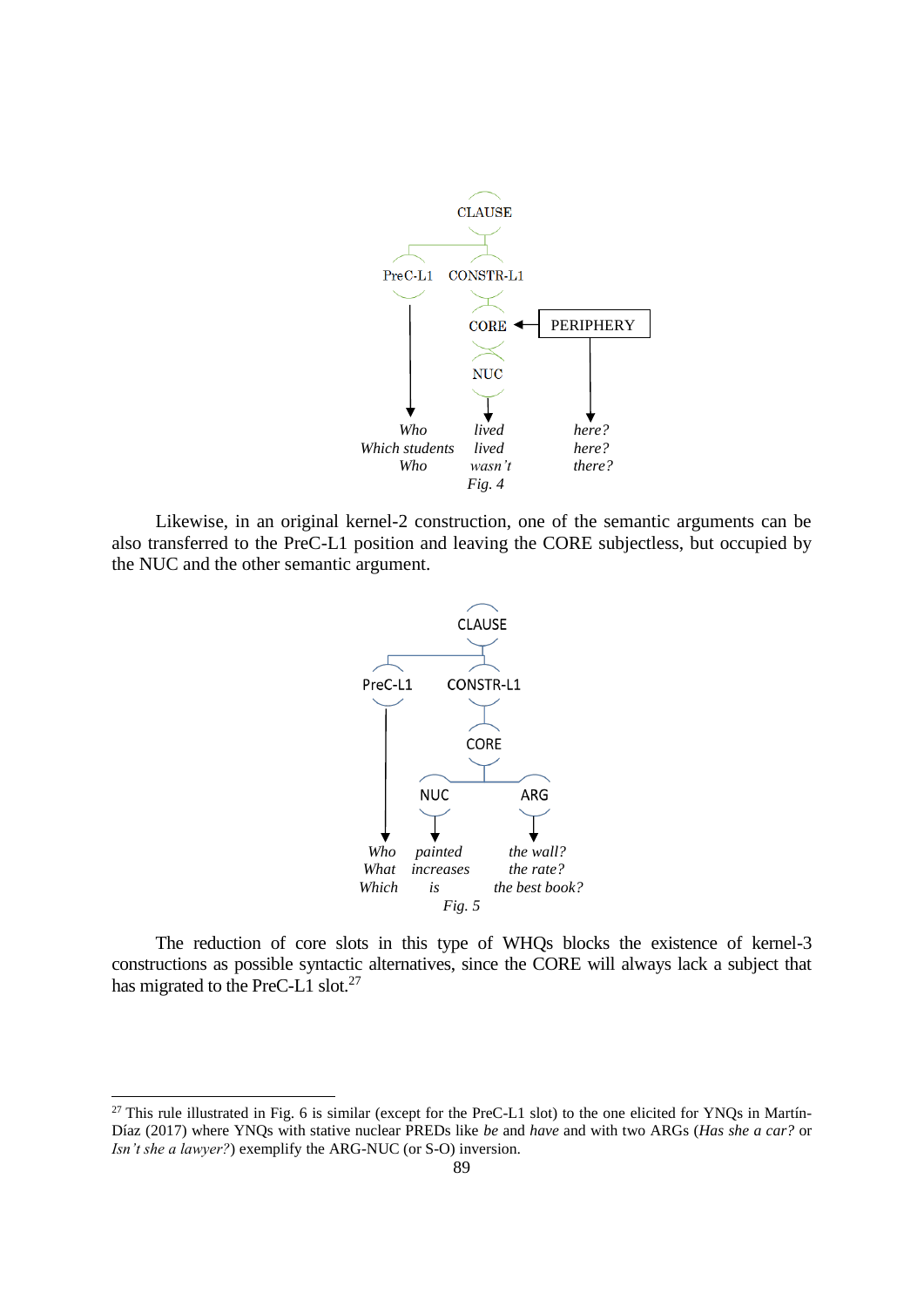| CLAUSE | | |
|---|---|---|
| PreC-L1 | CONSTR-L1 → CORE ← PERIPHERY → NUC | |
| *Who* | *lived* | *here?* |
| *Which students* | *lived* | *here?* |
| *Who* | *wasn't* | *there?* |

*Fig. 4*

Likewise, in an original kernel-2 construction, one of the semantic arguments can be also transferred to the PreC-L1 position and leaving the CORE subjectless, but occupied by the NUC and the other semantic argument.

| CLAUSE | | |
|---|---|---|
| PreC-L1 | CONSTR-L1 → CORE → NUC | ARG |
| *Who* | *painted* | *the wall?* |
| *What* | *increases* | *the rate?* |
| *Which* | *is* | *the best book?* |

*Fig. 5*

The reduction of core slots in this type of WHQs blocks the existence of kernel-3 constructions as possible syntactic alternatives, since the CORE will always lack a subject that has migrated to the PreC-L1 slot.[27]

---

[27] This rule illustrated in Fig. 6 is similar (except for the PreC-L1 slot) to the one elicited for YNQs in Martín-Díaz (2017) where YNQs with stative nuclear PREDs like *be* and *have* and with two ARGs (*Has she a car?* or *Isn't she a lawyer?*) exemplify the ARG-NUC (or S-O) inversion.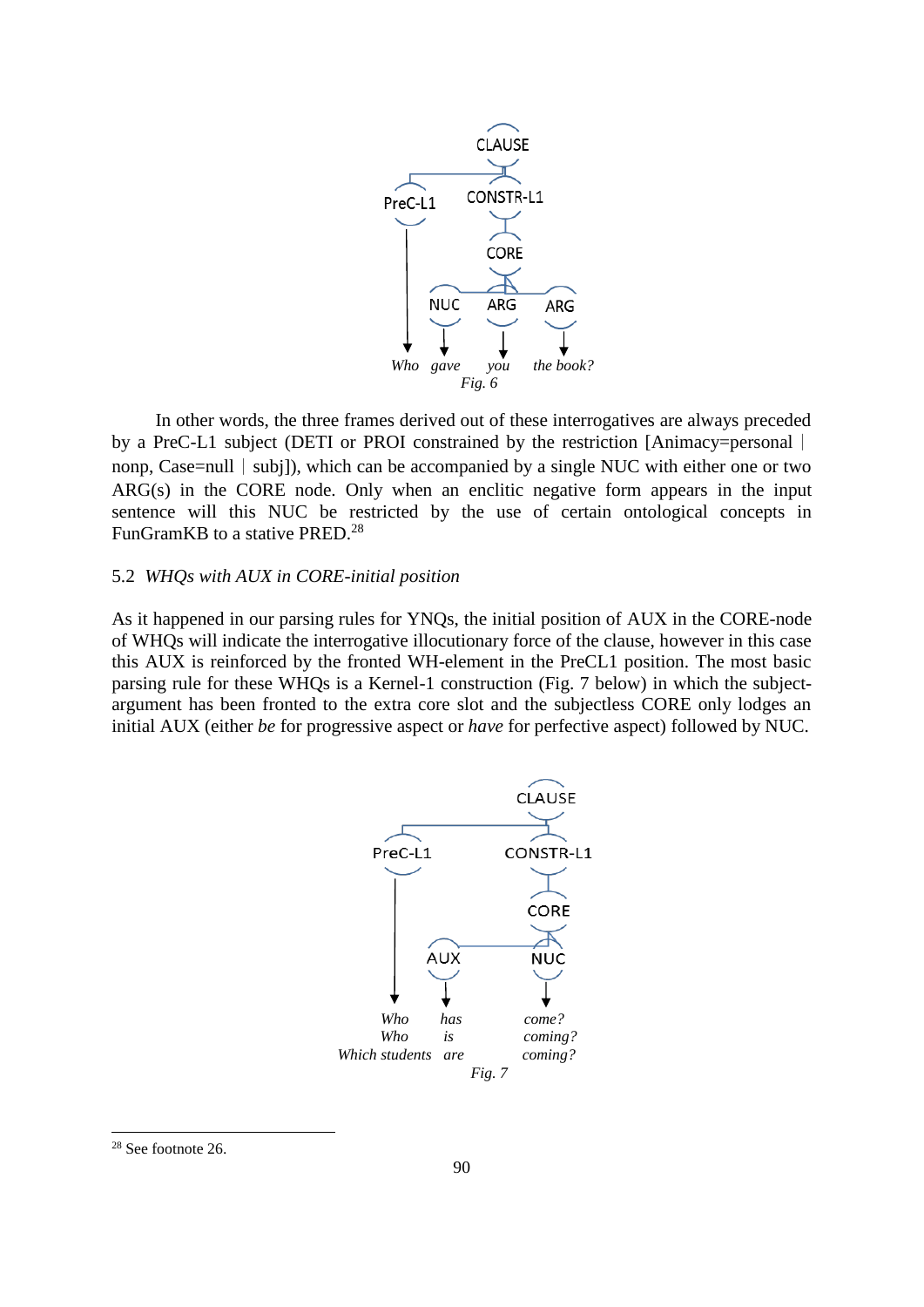```
                CLAUSE
                  |
        +---------+---------+
        |                   |
      PreC-L1            CONSTR-L1
        |                   |
        |                 CORE
        |                   |
        |         +---------+---------+
        |         |         |         |
        |        NUC       ARG       ARG
        |         |         |         |
       Who      gave       you     the book?
```

*Fig. 6*

In other words, the three frames derived out of these interrogatives are always preceded by a PreC-L1 subject (DETI or PROI constrained by the restriction [Animacy=personal | nonp, Case=null | subj]), which can be accompanied by a single NUC with either one or two ARG(s) in the CORE node. Only when an enclitic negative form appears in the input sentence will this NUC be restricted by the use of certain ontological concepts in FunGramKB to a stative PRED.[28]

## 5.2 *WHQs with AUX in CORE-initial position*

As it happened in our parsing rules for YNQs, the initial position of AUX in the CORE-node of WHQs will indicate the interrogative illocutionary force of the clause, however in this case this AUX is reinforced by the fronted WH-element in the PreCL1 position. The most basic parsing rule for these WHQs is a Kernel-1 construction (Fig. 7 below) in which the subject-argument has been fronted to the extra core slot and the subjectless CORE only lodges an initial AUX (either *be* for progressive aspect or *have* for perfective aspect) followed by NUC.

```
                      CLAUSE
                        |
          +-------------+
          |             |
       PreC-L1       CONSTR-L1
          |             |
          |            CORE
          |             |
          |     +-------+
          |     |       |
          |    AUX     NUC
          |     |       |
        Who    has    come?
        Who    is     coming?
Which students are    coming?
```

*Fig. 7*

[28] See footnote 26.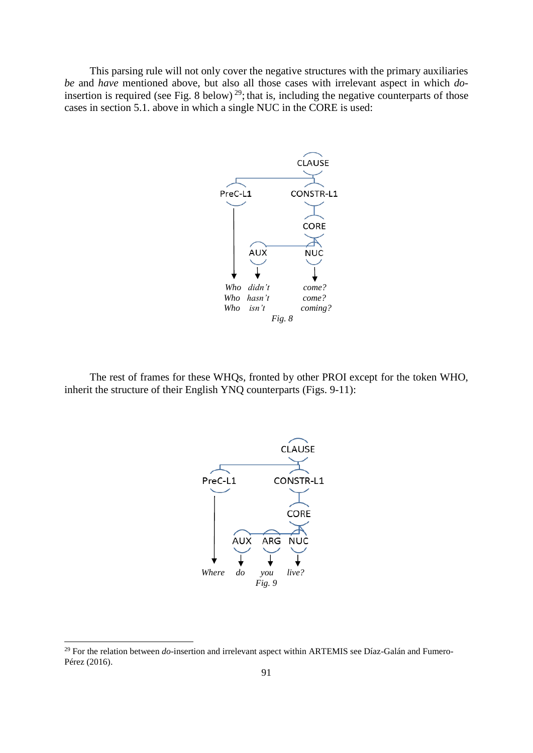This parsing rule will not only cover the negative structures with the primary auxiliaries *be* and *have* mentioned above, but also all those cases with irrelevant aspect in which *do*-insertion is required (see Fig. 8 below)[29]; that is, including the negative counterparts of those cases in section 5.1. above in which a single NUC in the CORE is used:

```
                                  CLAUSE
                 ┌──────────────────┤
              PreC-L1            CONSTR-L1
                 │                  │
                 │                CORE
                 │        ┌─────────┤
                 │       AUX       NUC
                 │        │         │
                 ▼        ▼         ▼
                Who    didn't     come?
                Who    hasn't     come?
                Who    isn't      coming?
```

*Fig. 8*

The rest of frames for these WHQs, fronted by other PROI except for the token WHO, inherit the structure of their English YNQ counterparts (Figs. 9-11):

```
                                  CLAUSE
                 ┌──────────────────┤
              PreC-L1            CONSTR-L1
                 │                  │
                 │                CORE
                 │       ┌──────┬───┤
                 │      AUX    ARG  NUC
                 │       │      │    │
                 ▼       ▼      ▼    ▼
               Where     do    you  live?
```

*Fig. 9*

[29] For the relation between *do*-insertion and irrelevant aspect within ARTEMIS see Díaz-Galán and Fumero-Pérez (2016).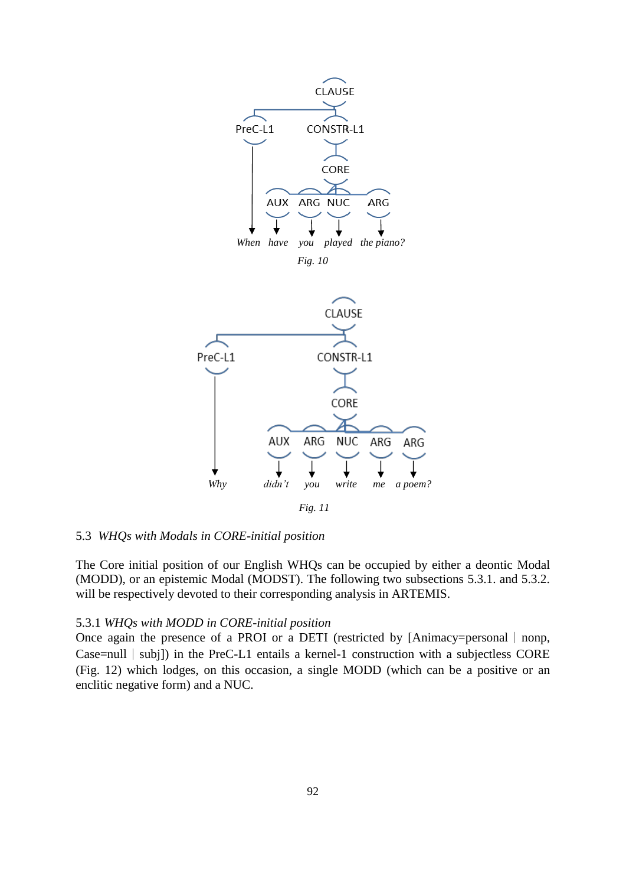CLAUSE

PreC-L1 CONSTR-L1

CORE

AUX ARG NUC ARG

*When have you played the piano?*

*Fig. 10*

CLAUSE

PreC-L1 CONSTR-L1

CORE

AUX ARG NUC ARG ARG

*Why didn't you write me a poem?*

*Fig. 11*

### 5.3 *WHQs with Modals in CORE-initial position*

The Core initial position of our English WHQs can be occupied by either a deontic Modal (MODD), or an epistemic Modal (MODST). The following two subsections 5.3.1. and 5.3.2. will be respectively devoted to their corresponding analysis in ARTEMIS.

#### 5.3.1 *WHQs with MODD in CORE-initial position*

Once again the presence of a PROI or a DETI (restricted by [Animacy=personal | nonp, Case=null | subj]) in the PreC-L1 entails a kernel-1 construction with a subjectless CORE (Fig. 12) which lodges, on this occasion, a single MODD (which can be a positive or an enclitic negative form) and a NUC.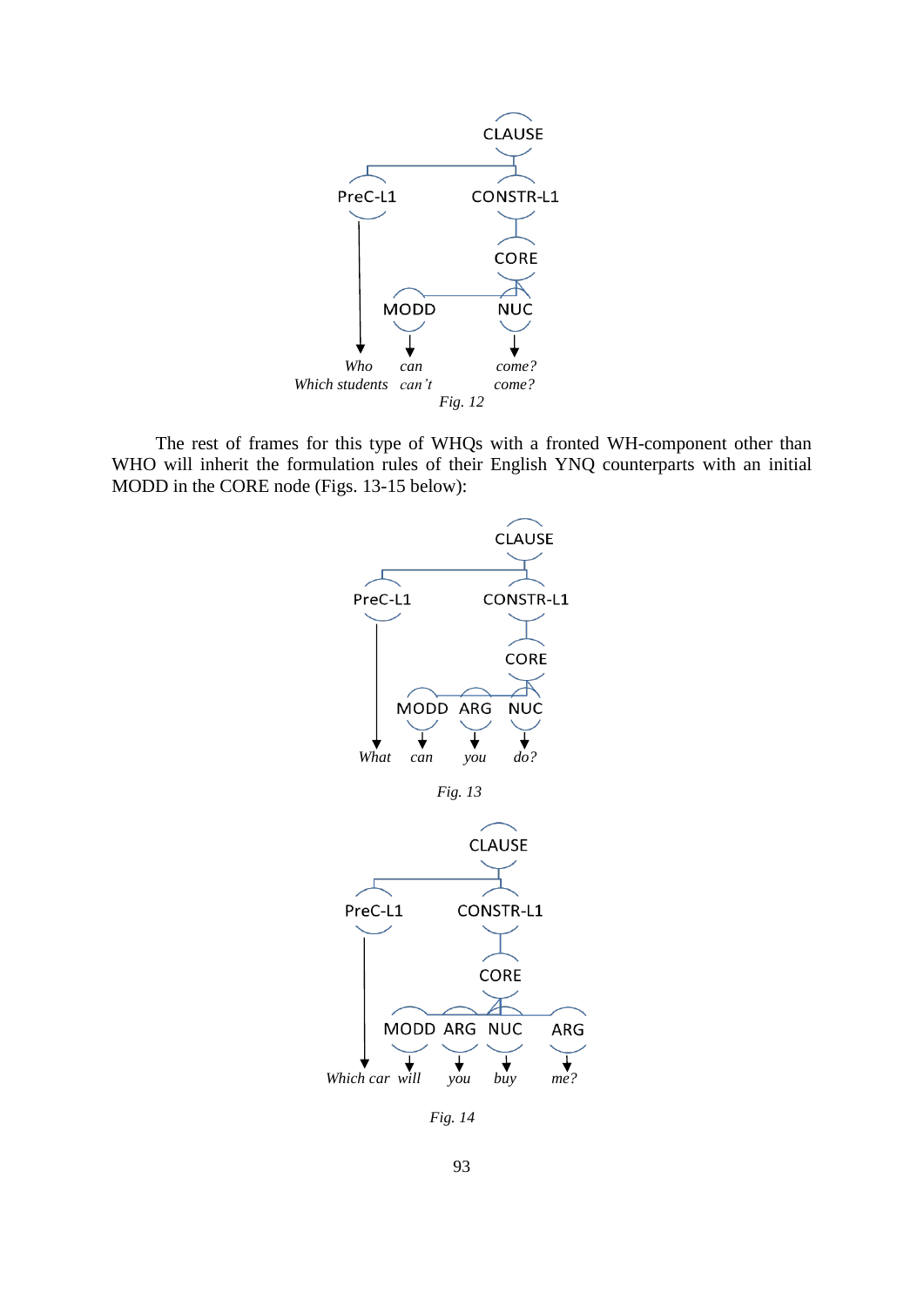CLAUSE

PreC-L1 CONSTR-L1

CORE

MODD NUC

*Who can come?*
*Which students can't come?*

*Fig. 12*

The rest of frames for this type of WHQs with a fronted WH-component other than WHO will inherit the formulation rules of their English YNQ counterparts with an initial MODD in the CORE node (Figs. 13-15 below):

CLAUSE

PreC-L1 CONSTR-L1

CORE

MODD ARG NUC

*What can you do?*

*Fig. 13*

CLAUSE

PreC-L1 CONSTR-L1

CORE

MODD ARG NUC ARG

*Which car will you buy me?*

*Fig. 14*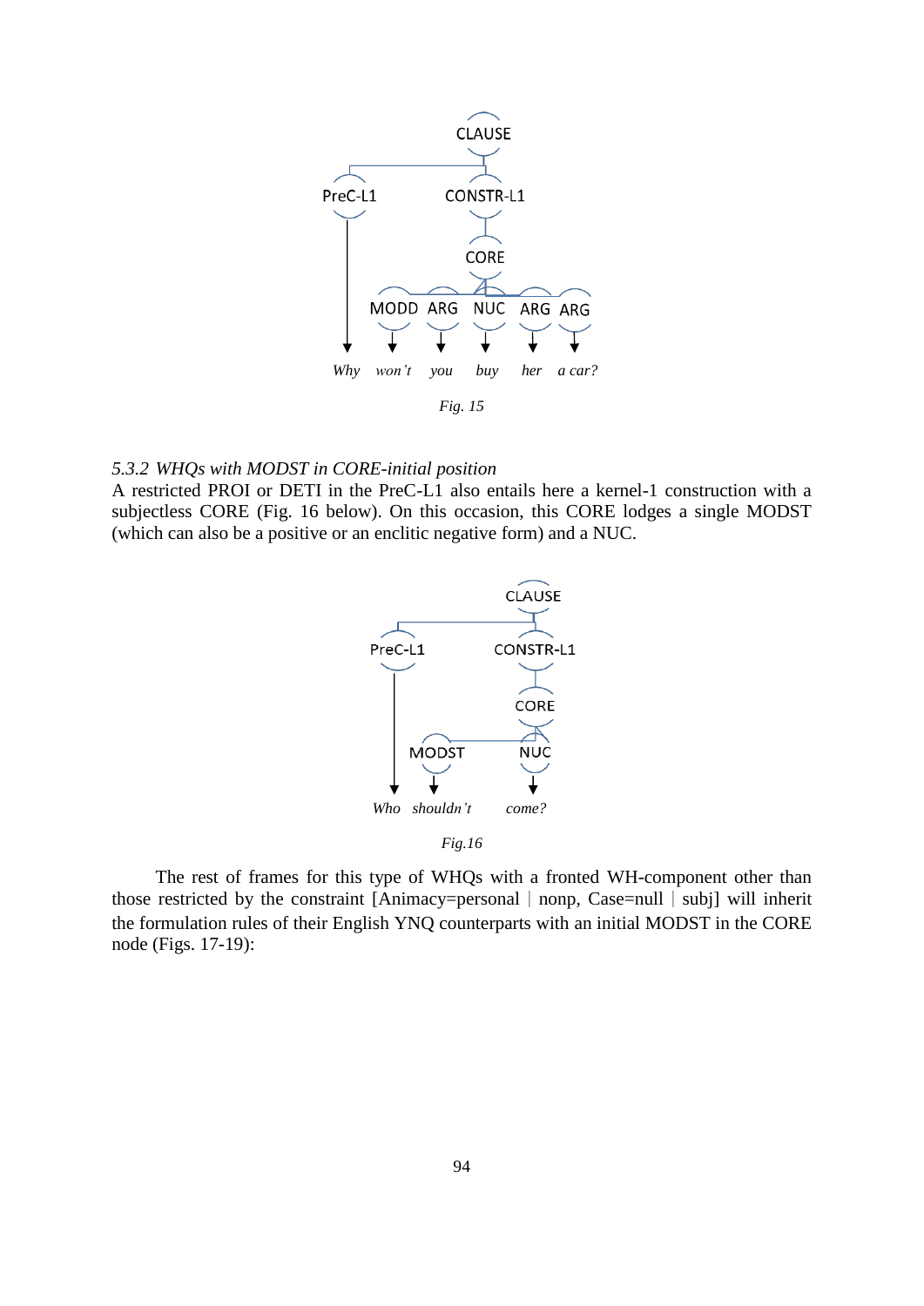*Fig. 15*

*5.3.2 WHQs with MODST in CORE-initial position*

A restricted PROI or DETI in the PreC-L1 also entails here a kernel-1 construction with a subjectless CORE (Fig. 16 below). On this occasion, this CORE lodges a single MODST (which can also be a positive or an enclitic negative form) and a NUC.

*Fig.16*

The rest of frames for this type of WHQs with a fronted WH-component other than those restricted by the constraint [Animacy=personal | nonp, Case=null | subj] will inherit the formulation rules of their English YNQ counterparts with an initial MODST in the CORE node (Figs. 17-19):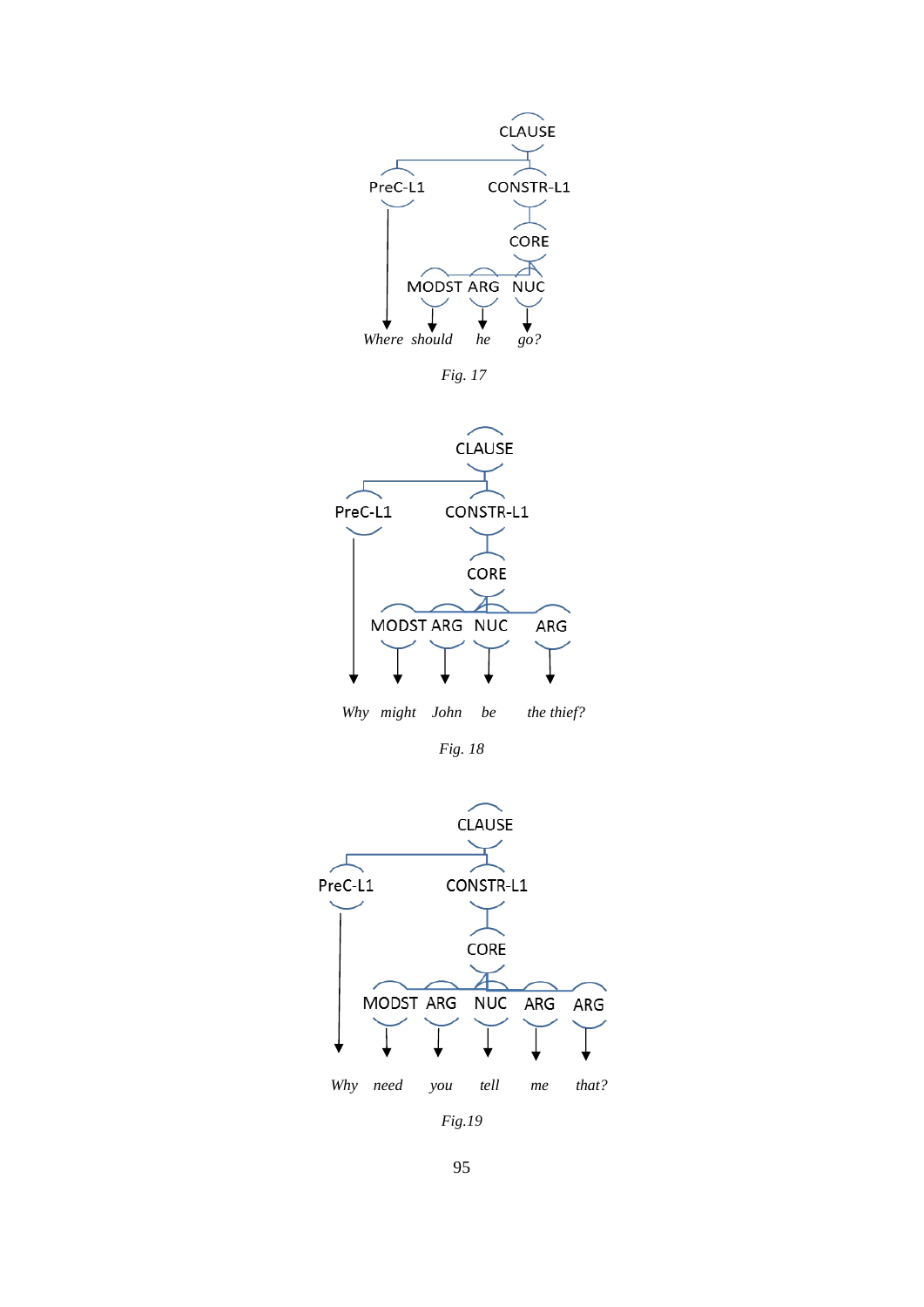CLAUSE

PreC-L1 CONSTR-L1

CORE

MODST ARG NUC

*Where should he go?*

*Fig. 17*

CLAUSE

PreC-L1 CONSTR-L1

CORE

MODST ARG NUC ARG

*Why might John be the thief?*

*Fig. 18*

CLAUSE

PreC-L1 CONSTR-L1

CORE

MODST ARG NUC ARG ARG

*Why need you tell me that?*

*Fig.19*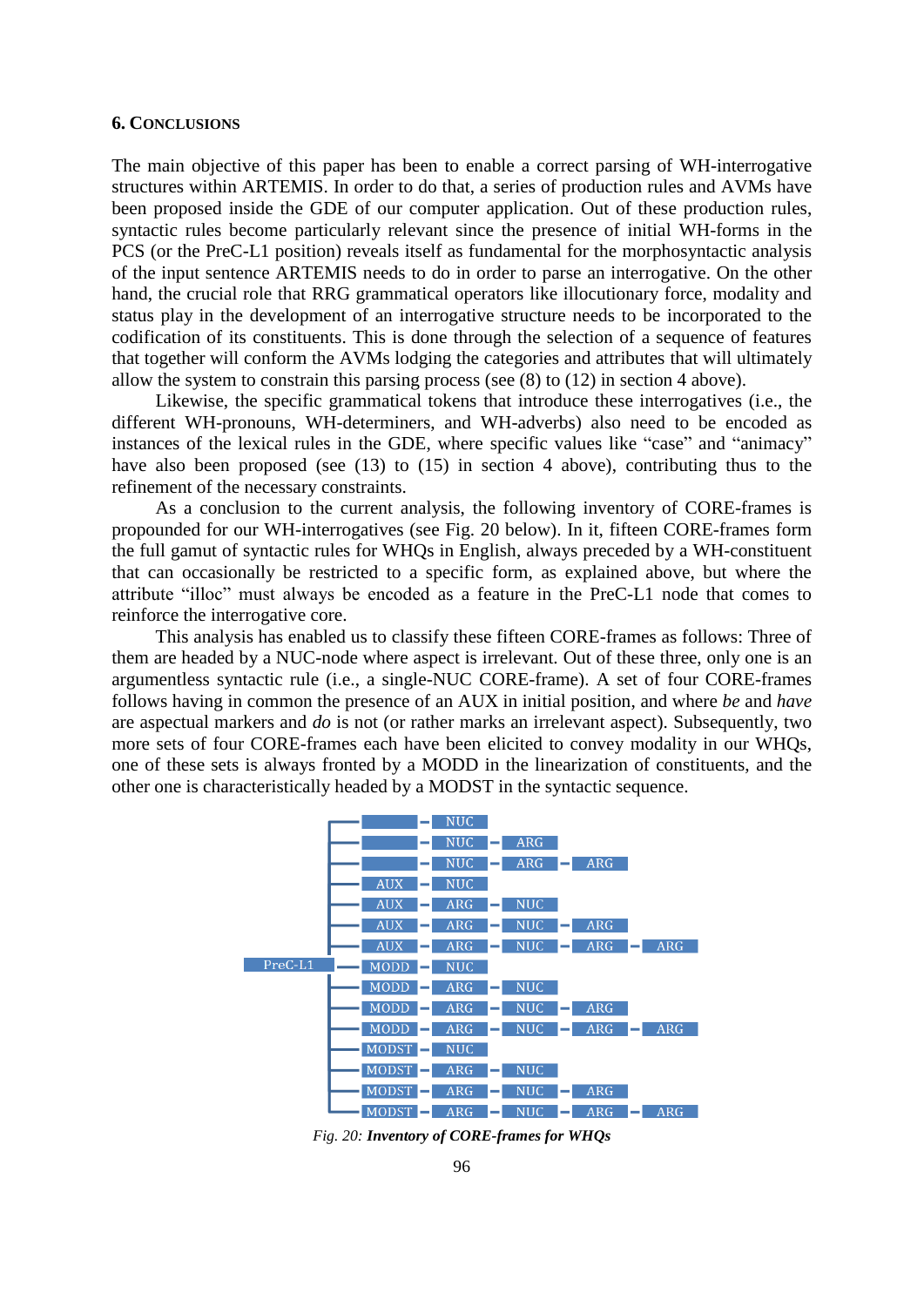## 6. CONCLUSIONS

The main objective of this paper has been to enable a correct parsing of WH-interrogative structures within ARTEMIS. In order to do that, a series of production rules and AVMs have been proposed inside the GDE of our computer application. Out of these production rules, syntactic rules become particularly relevant since the presence of initial WH-forms in the PCS (or the PreC-L1 position) reveals itself as fundamental for the morphosyntactic analysis of the input sentence ARTEMIS needs to do in order to parse an interrogative. On the other hand, the crucial role that RRG grammatical operators like illocutionary force, modality and status play in the development of an interrogative structure needs to be incorporated to the codification of its constituents. This is done through the selection of a sequence of features that together will conform the AVMs lodging the categories and attributes that will ultimately allow the system to constrain this parsing process (see (8) to (12) in section 4 above).

Likewise, the specific grammatical tokens that introduce these interrogatives (i.e., the different WH-pronouns, WH-determiners, and WH-adverbs) also need to be encoded as instances of the lexical rules in the GDE, where specific values like "case" and "animacy" have also been proposed (see (13) to (15) in section 4 above), contributing thus to the refinement of the necessary constraints.

As a conclusion to the current analysis, the following inventory of CORE-frames is propounded for our WH-interrogatives (see Fig. 20 below). In it, fifteen CORE-frames form the full gamut of syntactic rules for WHQs in English, always preceded by a WH-constituent that can occasionally be restricted to a specific form, as explained above, but where the attribute "illoc" must always be encoded as a feature in the PreC-L1 node that comes to reinforce the interrogative core.

This analysis has enabled us to classify these fifteen CORE-frames as follows: Three of them are headed by a NUC-node where aspect is irrelevant. Out of these three, only one is an argumentless syntactic rule (i.e., a single-NUC CORE-frame). A set of four CORE-frames follows having in common the presence of an AUX in initial position, and where *be* and *have* are aspectual markers and *do* is not (or rather marks an irrelevant aspect). Subsequently, two more sets of four CORE-frames each have been elicited to convey modality in our WHQs, one of these sets is always fronted by a MODD in the linearization of constituents, and the other one is characteristically headed by a MODST in the syntactic sequence.

| | | | | | |
|---|---|---|---|---|---|
| PreC-L1 | | NUC | | | |
| | | NUC | ARG | | |
| | | NUC | ARG | ARG | |
| | AUX | NUC | | | |
| | AUX | ARG | NUC | | |
| | AUX | ARG | NUC | ARG | |
| | AUX | ARG | NUC | ARG | ARG |
| | MODD | NUC | | | |
| | MODD | ARG | NUC | | |
| | MODD | ARG | NUC | ARG | |
| | MODD | ARG | NUC | ARG | ARG |
| | MODST | NUC | | | |
| | MODST | ARG | NUC | | |
| | MODST | ARG | NUC | ARG | |
| | MODST | ARG | NUC | ARG | ARG |

*Fig. 20:* ***Inventory of CORE-frames for WHQs***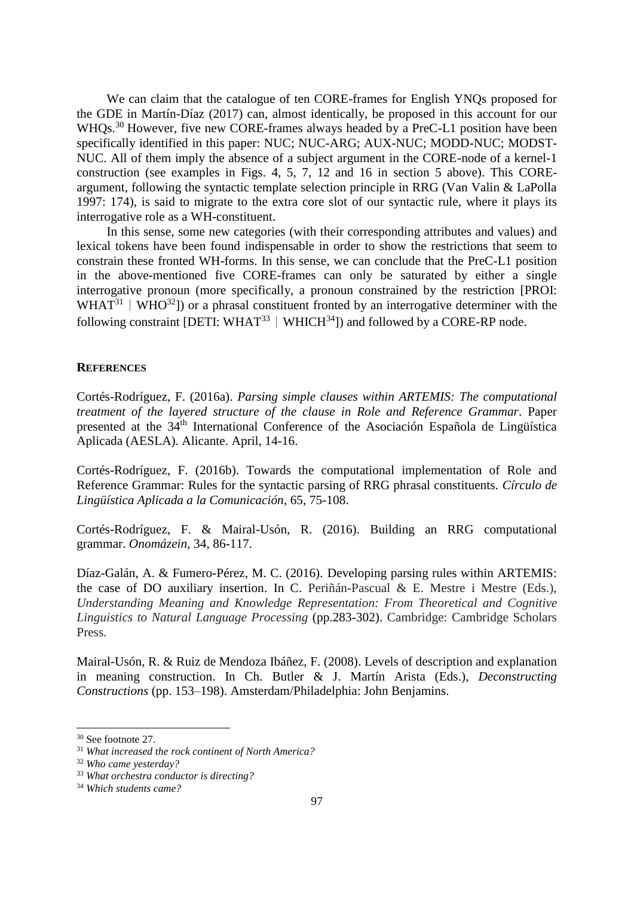We can claim that the catalogue of ten CORE-frames for English YNQs proposed for the GDE in Martín-Díaz (2017) can, almost identically, be proposed in this account for our WHQs.[30] However, five new CORE-frames always headed by a PreC-L1 position have been specifically identified in this paper: NUC; NUC-ARG; AUX-NUC; MODD-NUC; MODST-NUC. All of them imply the absence of a subject argument in the CORE-node of a kernel-1 construction (see examples in Figs. 4, 5, 7, 12 and 16 in section 5 above). This CORE-argument, following the syntactic template selection principle in RRG (Van Valin & LaPolla 1997: 174), is said to migrate to the extra core slot of our syntactic rule, where it plays its interrogative role as a WH-constituent.

In this sense, some new categories (with their corresponding attributes and values) and lexical tokens have been found indispensable in order to show the restrictions that seem to constrain these fronted WH-forms. In this sense, we can conclude that the PreC-L1 position in the above-mentioned five CORE-frames can only be saturated by either a single interrogative pronoun (more specifically, a pronoun constrained by the restriction [PROI: WHAT[31] | WHO[32]]) or a phrasal constituent fronted by an interrogative determiner with the following constraint [DETI: WHAT[33] | WHICH[34]]) and followed by a CORE-RP node.

**REFERENCES**

Cortés-Rodríguez, F. (2016a). *Parsing simple clauses within ARTEMIS: The computational treatment of the layered structure of the clause in Role and Reference Grammar*. Paper presented at the 34th International Conference of the Asociación Española de Lingüística Aplicada (AESLA). Alicante. April, 14-16.

Cortés-Rodríguez, F. (2016b). Towards the computational implementation of Role and Reference Grammar: Rules for the syntactic parsing of RRG phrasal constituents. *Círculo de Lingüística Aplicada a la Comunicación*, 65, 75-108.

Cortés-Rodríguez, F. & Mairal-Usón, R. (2016). Building an RRG computational grammar. *Onomázein*, 34, 86-117.

Díaz-Galán, A. & Fumero-Pérez, M. C. (2016). Developing parsing rules within ARTEMIS: the case of DO auxiliary insertion. In C. Periñán-Pascual & E. Mestre i Mestre (Eds.), *Understanding Meaning and Knowledge Representation: From Theoretical and Cognitive Linguistics to Natural Language Processing* (pp.283-302). Cambridge: Cambridge Scholars Press.

Mairal-Usón, R. & Ruiz de Mendoza Ibáñez, F. (2008). Levels of description and explanation in meaning construction. In Ch. Butler & J. Martín Arista (Eds.), *Deconstructing Constructions* (pp. 153–198). Amsterdam/Philadelphia: John Benjamins.

---

[30] See footnote 27.

[31] *What increased the rock continent of North America?*

[32] *Who came yesterday?*

[33] *What orchestra conductor is directing?*

[34] *Which students came?*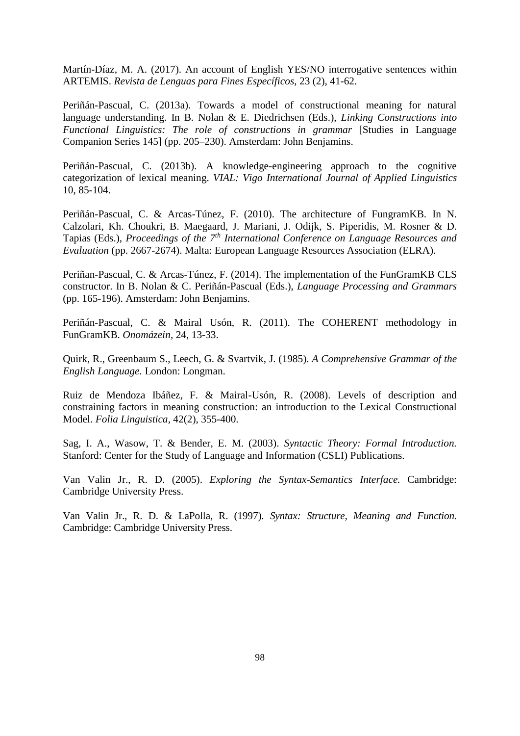Martín-Díaz, M. A. (2017). An account of English YES/NO interrogative sentences within ARTEMIS. *Revista de Lenguas para Fines Específicos*, 23 (2), 41-62.

Periñán-Pascual, C. (2013a). Towards a model of constructional meaning for natural language understanding. In B. Nolan & E. Diedrichsen (Eds.), *Linking Constructions into Functional Linguistics: The role of constructions in grammar* [Studies in Language Companion Series 145] (pp. 205–230). Amsterdam: John Benjamins.

Periñán-Pascual, C. (2013b). A knowledge-engineering approach to the cognitive categorization of lexical meaning. *VIAL: Vigo International Journal of Applied Linguistics* 10, 85-104.

Periñán-Pascual, C. & Arcas-Túnez, F. (2010). The architecture of FungramKB. In N. Calzolari, Kh. Choukri, B. Maegaard, J. Mariani, J. Odijk, S. Piperidis, M. Rosner & D. Tapias (Eds.), *Proceedings of the 7th International Conference on Language Resources and Evaluation* (pp. 2667-2674). Malta: European Language Resources Association (ELRA).

Periñan-Pascual, C. & Arcas-Túnez, F. (2014). The implementation of the FunGramKB CLS constructor. In B. Nolan & C. Periñán-Pascual (Eds.), *Language Processing and Grammars* (pp. 165-196). Amsterdam: John Benjamins.

Periñán-Pascual, C. & Mairal Usón, R. (2011). The COHERENT methodology in FunGramKB. *Onomázein*, 24, 13-33.

Quirk, R., Greenbaum S., Leech, G. & Svartvik, J. (1985). *A Comprehensive Grammar of the English Language.* London: Longman.

Ruiz de Mendoza Ibáñez, F. & Mairal-Usón, R. (2008). Levels of description and constraining factors in meaning construction: an introduction to the Lexical Constructional Model. *Folia Linguistica*, 42(2), 355-400.

Sag, I. A., Wasow, T. & Bender, E. M. (2003). *Syntactic Theory: Formal Introduction.* Stanford: Center for the Study of Language and Information (CSLI) Publications.

Van Valin Jr., R. D. (2005). *Exploring the Syntax-Semantics Interface.* Cambridge: Cambridge University Press.

Van Valin Jr., R. D. & LaPolla, R. (1997). *Syntax: Structure, Meaning and Function.* Cambridge: Cambridge University Press.